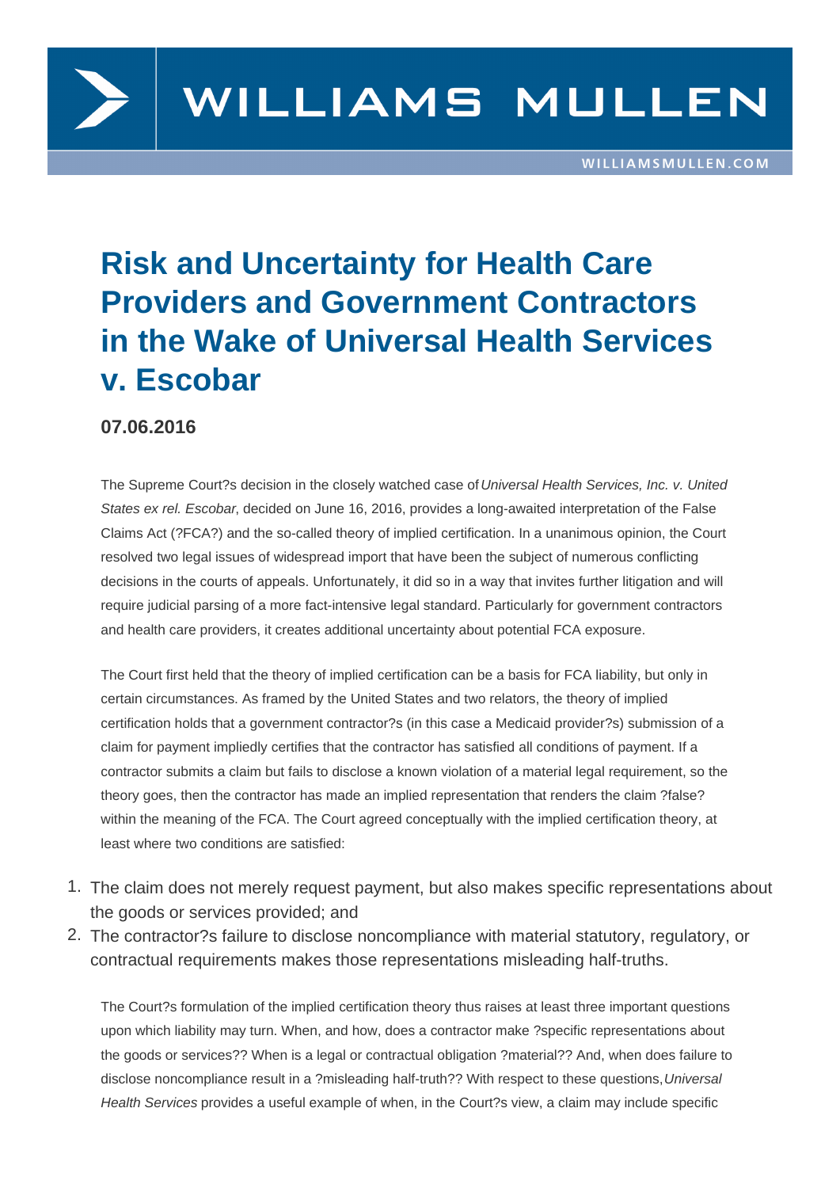# Risk and Uncertainty for Health Care Providers and Government Contractors in the Wake of Universal Health Services v. Escobar

**07.06.2016**

The Supreme Court?s decision in the closely watched case of *Universal Health Services, Inc. v. United States ex rel. Escobar*, decided on June 16, 2016, provides a long-awaited interpretation of the False Claims Act (?FCA?) and the so-called theory of implied certification. In a unanimous opinion, the Court resolved two legal issues of widespread import that have been the subject of numerous conflicting decisions in the courts of appeals. Unfortunately, it did so in a way that invites further litigation and will require judicial parsing of a more fact-intensive legal standard. Particularly for government contractors and health care providers, it creates additional uncertainty about potential FCA exposure.

The Court first held that the theory of implied certification can be a basis for FCA liability, but only in certain circumstances. As framed by the United States and two relators, the theory of implied certification holds that a government contractor?s (in this case a Medicaid provider?s) submission of a claim for payment impliedly certifies that the contractor has satisfied all conditions of payment. If a contractor submits a claim but fails to disclose a known violation of a material legal requirement, so the theory goes, then the contractor has made an implied representation that renders the claim ?false? within the meaning of the FCA. The Court agreed conceptually with the implied certification theory, at least where two conditions are satisfied:

1. The claim does not merely request payment, but also makes specific representations about the goods or services provided; and
2. The contractor?s failure to disclose noncompliance with material statutory, regulatory, or contractual requirements makes those representations misleading half-truths.

The Court?s formulation of the implied certification theory thus raises at least three important questions upon which liability may turn. When, and how, does a contractor make ?specific representations about the goods or services?? When is a legal or contractual obligation ?material?? And, when does failure to disclose noncompliance result in a ?misleading half-truth?? With respect to these questions, *Universal Health Services* provides a useful example of when, in the Court?s view, a claim may include specific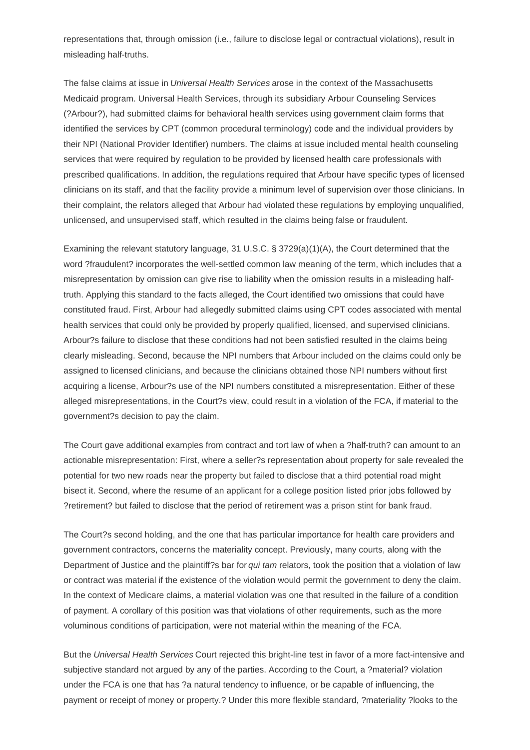representations that, through omission (i.e., failure to disclose legal or contractual violations), result in misleading half-truths.

The false claims at issue in *Universal Health Services* arose in the context of the Massachusetts Medicaid program. Universal Health Services, through its subsidiary Arbour Counseling Services (?Arbour?), had submitted claims for behavioral health services using government claim forms that identified the services by CPT (common procedural terminology) code and the individual providers by their NPI (National Provider Identifier) numbers. The claims at issue included mental health counseling services that were required by regulation to be provided by licensed health care professionals with prescribed qualifications. In addition, the regulations required that Arbour have specific types of licensed clinicians on its staff, and that the facility provide a minimum level of supervision over those clinicians. In their complaint, the relators alleged that Arbour had violated these regulations by employing unqualified, unlicensed, and unsupervised staff, which resulted in the claims being false or fraudulent.

Examining the relevant statutory language, 31 U.S.C. § 3729(a)(1)(A), the Court determined that the word ?fraudulent? incorporates the well-settled common law meaning of the term, which includes that a misrepresentation by omission can give rise to liability when the omission results in a misleading half-truth. Applying this standard to the facts alleged, the Court identified two omissions that could have constituted fraud. First, Arbour had allegedly submitted claims using CPT codes associated with mental health services that could only be provided by properly qualified, licensed, and supervised clinicians. Arbour?s failure to disclose that these conditions had not been satisfied resulted in the claims being clearly misleading. Second, because the NPI numbers that Arbour included on the claims could only be assigned to licensed clinicians, and because the clinicians obtained those NPI numbers without first acquiring a license, Arbour?s use of the NPI numbers constituted a misrepresentation. Either of these alleged misrepresentations, in the Court?s view, could result in a violation of the FCA, if material to the government?s decision to pay the claim.

The Court gave additional examples from contract and tort law of when a ?half-truth? can amount to an actionable misrepresentation: First, where a seller?s representation about property for sale revealed the potential for two new roads near the property but failed to disclose that a third potential road might bisect it. Second, where the resume of an applicant for a college position listed prior jobs followed by ?retirement? but failed to disclose that the period of retirement was a prison stint for bank fraud.

The Court?s second holding, and the one that has particular importance for health care providers and government contractors, concerns the materiality concept. Previously, many courts, along with the Department of Justice and the plaintiff?s bar for *qui tam* relators, took the position that a violation of law or contract was material if the existence of the violation would permit the government to deny the claim. In the context of Medicare claims, a material violation was one that resulted in the failure of a condition of payment. A corollary of this position was that violations of other requirements, such as the more voluminous conditions of participation, were not material within the meaning of the FCA.

But the *Universal Health Services* Court rejected this bright-line test in favor of a more fact-intensive and subjective standard not argued by any of the parties. According to the Court, a ?material? violation under the FCA is one that has ?a natural tendency to influence, or be capable of influencing, the payment or receipt of money or property.? Under this more flexible standard, ?materiality ?looks to the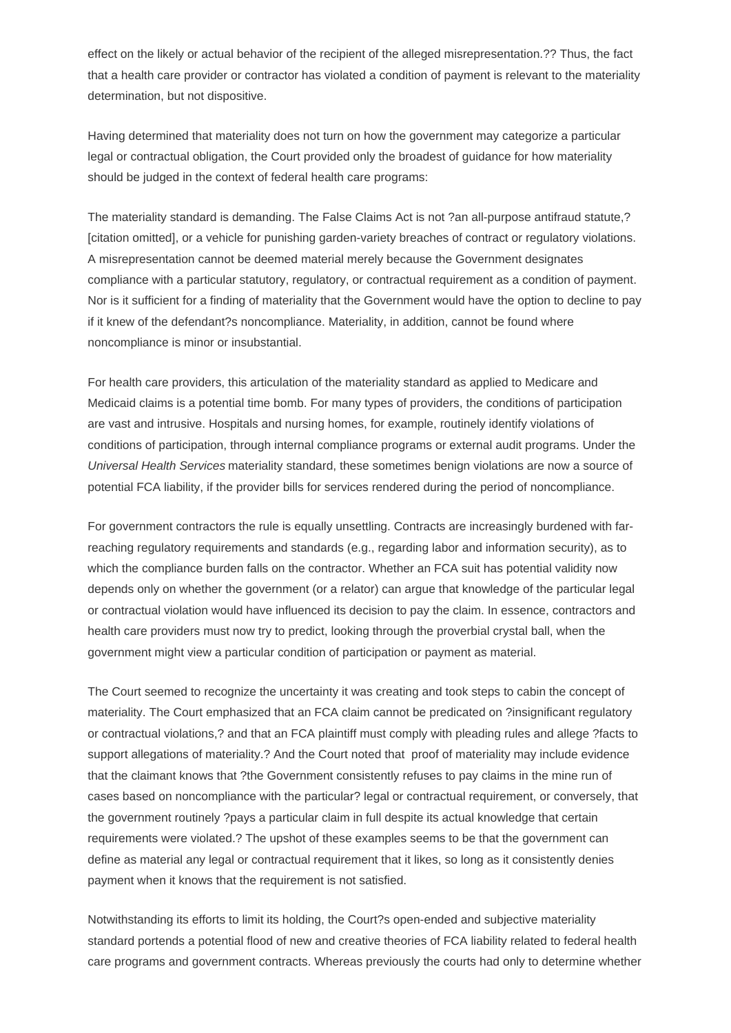effect on the likely or actual behavior of the recipient of the alleged misrepresentation.?? Thus, the fact that a health care provider or contractor has violated a condition of payment is relevant to the materiality determination, but not dispositive.

Having determined that materiality does not turn on how the government may categorize a particular legal or contractual obligation, the Court provided only the broadest of guidance for how materiality should be judged in the context of federal health care programs:

The materiality standard is demanding. The False Claims Act is not ?an all-purpose antifraud statute,? [citation omitted], or a vehicle for punishing garden-variety breaches of contract or regulatory violations. A misrepresentation cannot be deemed material merely because the Government designates compliance with a particular statutory, regulatory, or contractual requirement as a condition of payment. Nor is it sufficient for a finding of materiality that the Government would have the option to decline to pay if it knew of the defendant?s noncompliance. Materiality, in addition, cannot be found where noncompliance is minor or insubstantial.

For health care providers, this articulation of the materiality standard as applied to Medicare and Medicaid claims is a potential time bomb. For many types of providers, the conditions of participation are vast and intrusive. Hospitals and nursing homes, for example, routinely identify violations of conditions of participation, through internal compliance programs or external audit programs. Under the *Universal Health Services* materiality standard, these sometimes benign violations are now a source of potential FCA liability, if the provider bills for services rendered during the period of noncompliance.

For government contractors the rule is equally unsettling. Contracts are increasingly burdened with far-reaching regulatory requirements and standards (e.g., regarding labor and information security), as to which the compliance burden falls on the contractor. Whether an FCA suit has potential validity now depends only on whether the government (or a relator) can argue that knowledge of the particular legal or contractual violation would have influenced its decision to pay the claim. In essence, contractors and health care providers must now try to predict, looking through the proverbial crystal ball, when the government might view a particular condition of participation or payment as material.

The Court seemed to recognize the uncertainty it was creating and took steps to cabin the concept of materiality. The Court emphasized that an FCA claim cannot be predicated on ?insignificant regulatory or contractual violations,? and that an FCA plaintiff must comply with pleading rules and allege ?facts to support allegations of materiality.? And the Court noted that proof of materiality may include evidence that the claimant knows that ?the Government consistently refuses to pay claims in the mine run of cases based on noncompliance with the particular? legal or contractual requirement, or conversely, that the government routinely ?pays a particular claim in full despite its actual knowledge that certain requirements were violated.? The upshot of these examples seems to be that the government can define as material any legal or contractual requirement that it likes, so long as it consistently denies payment when it knows that the requirement is not satisfied.

Notwithstanding its efforts to limit its holding, the Court?s open-ended and subjective materiality standard portends a potential flood of new and creative theories of FCA liability related to federal health care programs and government contracts. Whereas previously the courts had only to determine whether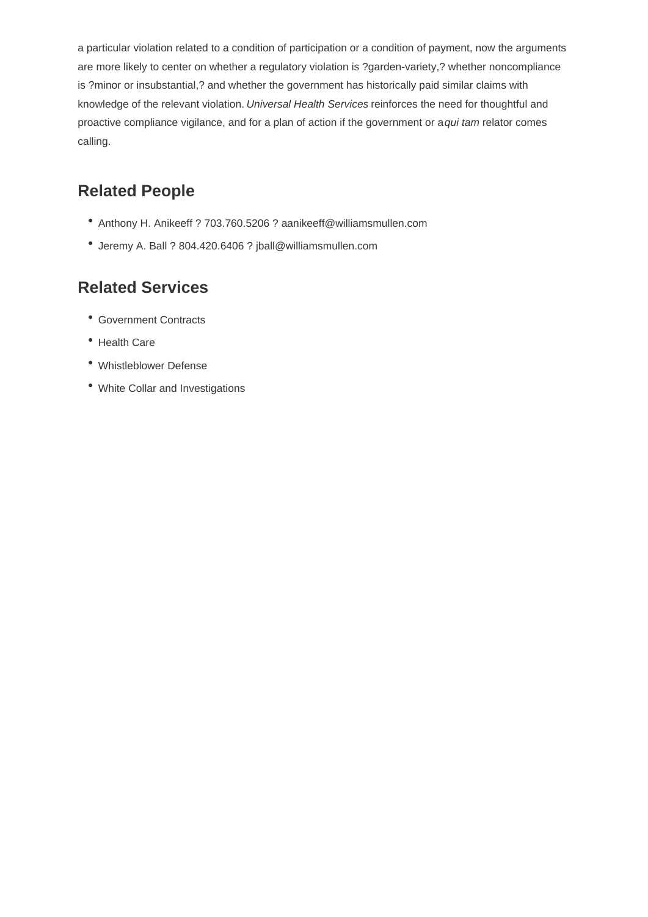a particular violation related to a condition of participation or a condition of payment, now the arguments are more likely to center on whether a regulatory violation is ?garden-variety,? whether noncompliance is ?minor or insubstantial,? and whether the government has historically paid similar claims with knowledge of the relevant violation. *Universal Health Services* reinforces the need for thoughtful and proactive compliance vigilance, and for a plan of action if the government or a *qui tam* relator comes calling.

## Related People

- Anthony H. Anikeeff ? 703.760.5206 ? aanikeeff@williamsmullen.com
- Jeremy A. Ball ? 804.420.6406 ? jball@williamsmullen.com

## Related Services

- Government Contracts
- Health Care
- Whistleblower Defense
- White Collar and Investigations